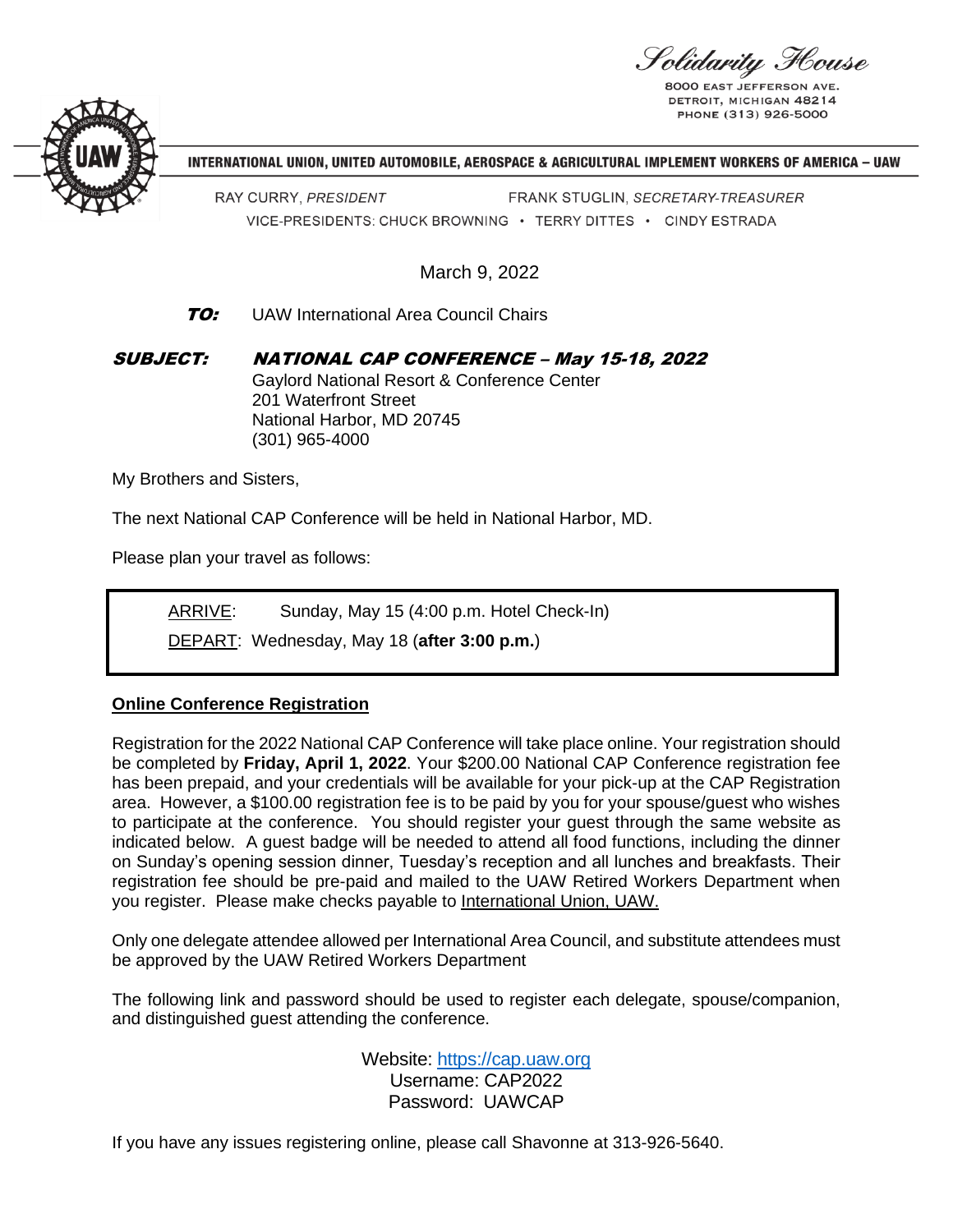*Solidarity House*

8000 EAST JEFFERSON AVE.
DETROIT, MICHIGAN 48214
PHONE (313) 926-5000

**INTERNATIONAL UNION, UNITED AUTOMOBILE, AEROSPACE & AGRICULTURAL IMPLEMENT WORKERS OF AMERICA – UAW**

RAY CURRY, *PRESIDENT* FRANK STUGLIN, *SECRETARY-TREASURER*

VICE-PRESIDENTS: CHUCK BROWNING • TERRY DITTES • CINDY ESTRADA

March 9, 2022

***TO:*** UAW International Area Council Chairs

***SUBJECT:*** ***NATIONAL CAP CONFERENCE – May 15-18, 2022***
Gaylord National Resort & Conference Center
201 Waterfront Street
National Harbor, MD 20745
(301) 965-4000

My Brothers and Sisters,

The next National CAP Conference will be held in National Harbor, MD.

Please plan your travel as follows:

> ARRIVE: Sunday, May 15 (4:00 p.m. Hotel Check-In)
>
> DEPART: Wednesday, May 18 (**after 3:00 p.m.**)

**Online Conference Registration**

Registration for the 2022 National CAP Conference will take place online. Your registration should be completed by **Friday, April 1, 2022**. Your $200.00 National CAP Conference registration fee has been prepaid, and your credentials will be available for your pick-up at the CAP Registration area. However, a $100.00 registration fee is to be paid by you for your spouse/guest who wishes to participate at the conference. You should register your guest through the same website as indicated below. A guest badge will be needed to attend all food functions, including the dinner on Sunday's opening session dinner, Tuesday's reception and all lunches and breakfasts. Their registration fee should be pre-paid and mailed to the UAW Retired Workers Department when you register. Please make checks payable to International Union, UAW.

Only one delegate attendee allowed per International Area Council, and substitute attendees must be approved by the UAW Retired Workers Department

The following link and password should be used to register each delegate, spouse/companion, and distinguished guest attending the conference.

Website: https://cap.uaw.org
Username: CAP2022
Password: UAWCAP

If you have any issues registering online, please call Shavonne at 313-926-5640.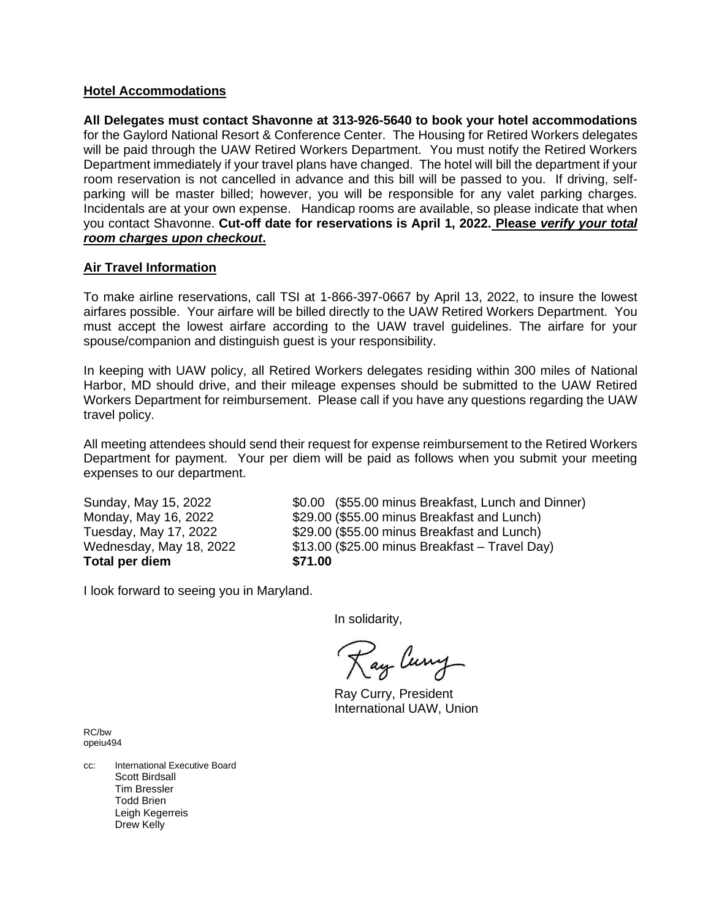**Hotel Accommodations**

**All Delegates must contact Shavonne at 313-926-5640 to book your hotel accommodations** for the Gaylord National Resort & Conference Center. The Housing for Retired Workers delegates will be paid through the UAW Retired Workers Department. You must notify the Retired Workers Department immediately if your travel plans have changed. The hotel will bill the department if your room reservation is not cancelled in advance and this bill will be passed to you. If driving, self-parking will be master billed; however, you will be responsible for any valet parking charges. Incidentals are at your own expense. Handicap rooms are available, so please indicate that when you contact Shavonne. **Cut-off date for reservations is April 1, 2022. Please *verify your total room charges upon checkout*.**

**Air Travel Information**

To make airline reservations, call TSI at 1-866-397-0667 by April 13, 2022, to insure the lowest airfares possible. Your airfare will be billed directly to the UAW Retired Workers Department. You must accept the lowest airfare according to the UAW travel guidelines. The airfare for your spouse/companion and distinguish guest is your responsibility.

In keeping with UAW policy, all Retired Workers delegates residing within 300 miles of National Harbor, MD should drive, and their mileage expenses should be submitted to the UAW Retired Workers Department for reimbursement. Please call if you have any questions regarding the UAW travel policy.

All meeting attendees should send their request for expense reimbursement to the Retired Workers Department for payment. Your per diem will be paid as follows when you submit your meeting expenses to our department.

| | |
|---|---|
| Sunday, May 15, 2022 | $0.00 ($55.00 minus Breakfast, Lunch and Dinner) |
| Monday, May 16, 2022 | $29.00 ($55.00 minus Breakfast and Lunch) |
| Tuesday, May 17, 2022 | $29.00 ($55.00 minus Breakfast and Lunch) |
| Wednesday, May 18, 2022 | $13.00 ($25.00 minus Breakfast – Travel Day) |
| **Total per diem** | **$71.00** |

I look forward to seeing you in Maryland.

In solidarity,

Ray Curry

Ray Curry, President
International UAW, Union

RC/bw
opeiu494

cc: International Executive Board
Scott Birdsall
Tim Bressler
Todd Brien
Leigh Kegerreis
Drew Kelly